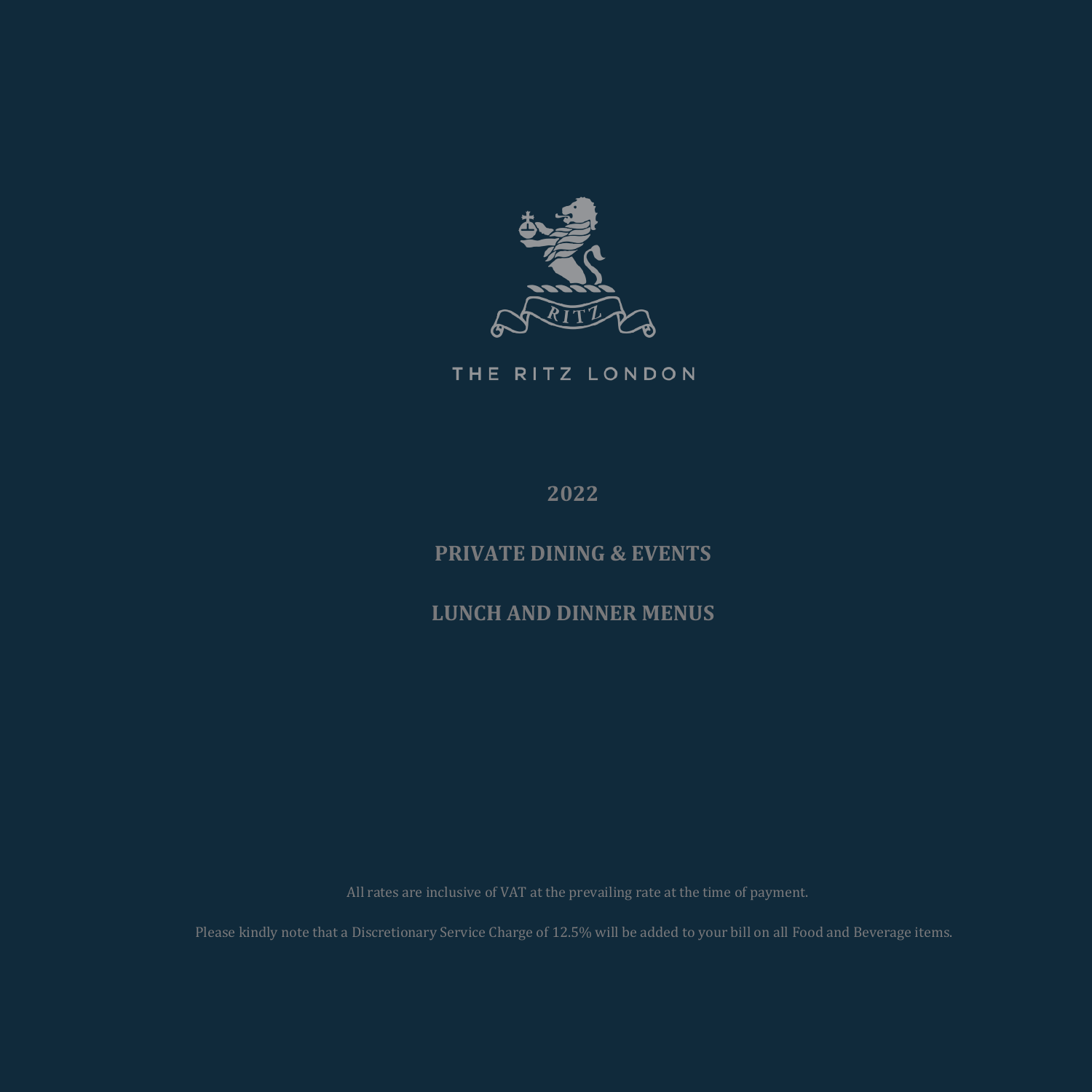THE RITZ LONDON

# 2022

# PRIVATE DINING & EVENTS

# LUNCH AND DINNER MENUS

All rates are inclusive of VAT at the prevailing rate at the time of payment.

Please kindly note that a Discretionary Service Charge of 12.5% will be added to your bill on all Food and Beverage items.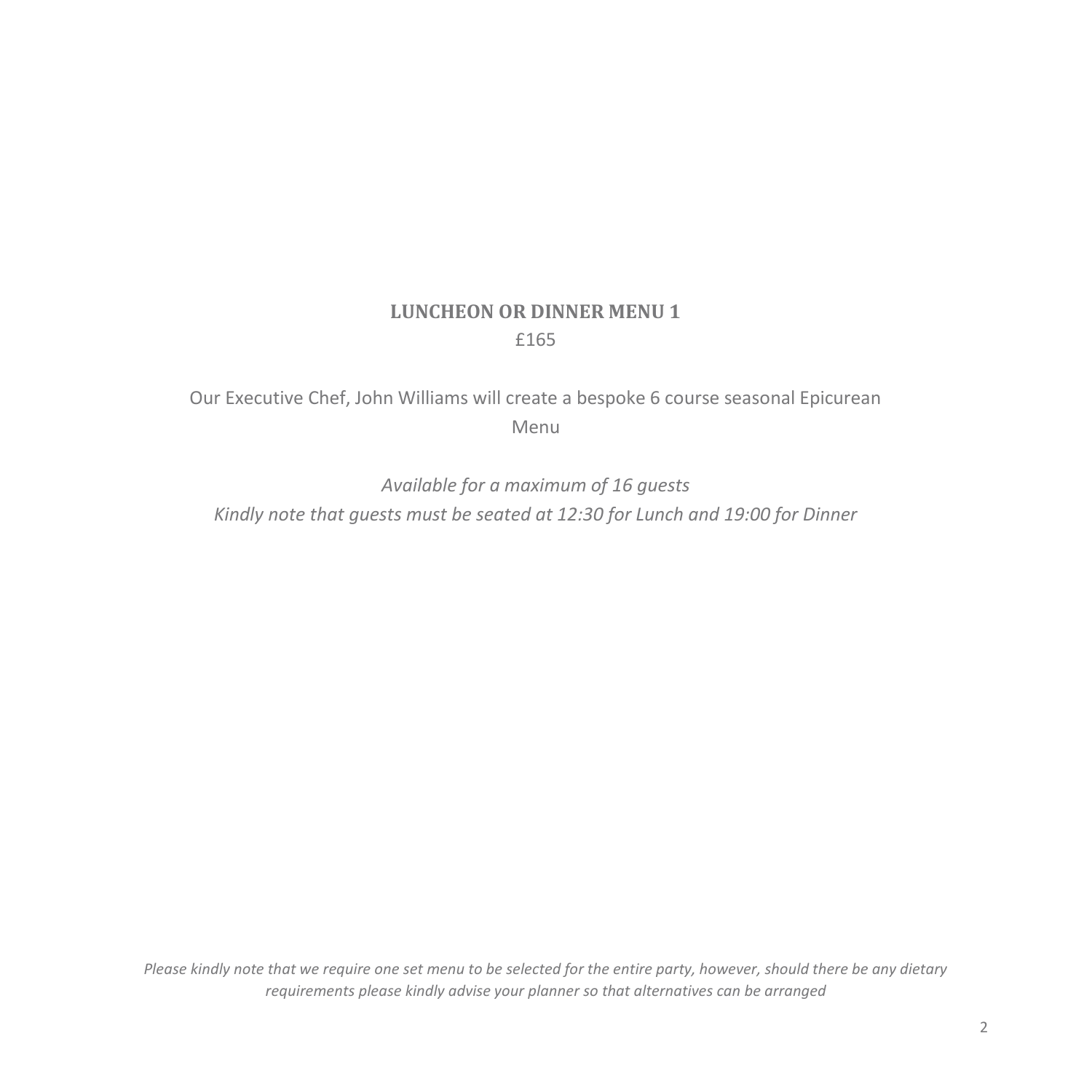## LUNCHEON OR DINNER MENU 1

£165

Our Executive Chef, John Williams will create a bespoke 6 course seasonal Epicurean Menu

*Available for a maximum of 16 guests*

*Kindly note that guests must be seated at 12:30 for Lunch and 19:00 for Dinner*

*Please kindly note that we require one set menu to be selected for the entire party, however, should there be any dietary requirements please kindly advise your planner so that alternatives can be arranged*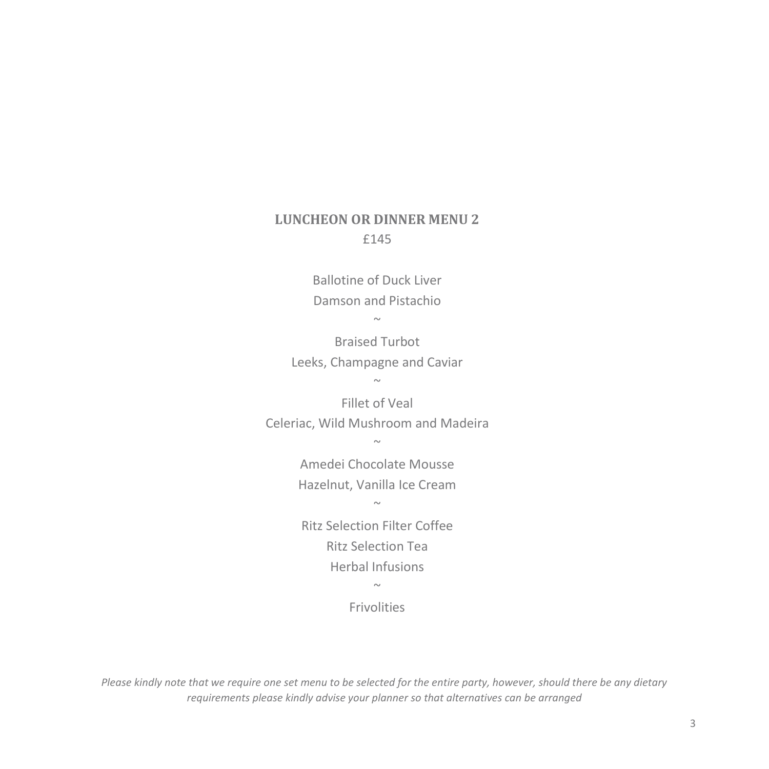## LUNCHEON OR DINNER MENU 2

£145

Ballotine of Duck Liver

Damson and Pistachio

~

Braised Turbot

Leeks, Champagne and Caviar

~

Fillet of Veal

Celeriac, Wild Mushroom and Madeira

~

Amedei Chocolate Mousse

Hazelnut, Vanilla Ice Cream

~

Ritz Selection Filter Coffee

Ritz Selection Tea

Herbal Infusions

~

Frivolities

*Please kindly note that we require one set menu to be selected for the entire party, however, should there be any dietary requirements please kindly advise your planner so that alternatives can be arranged*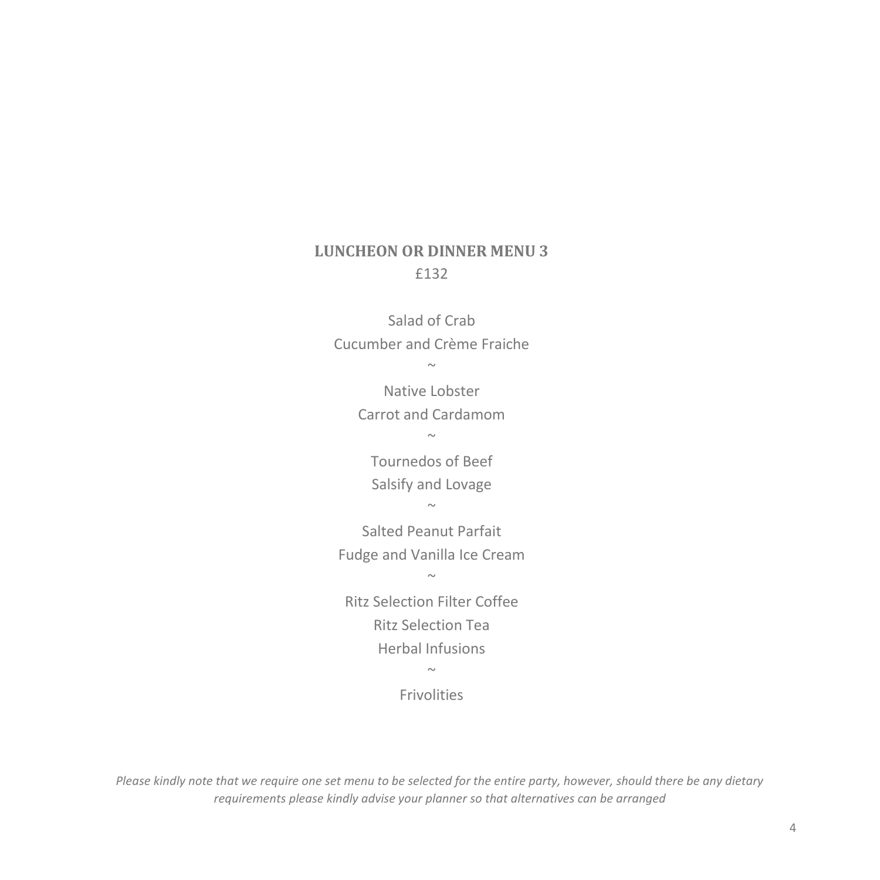## LUNCHEON OR DINNER MENU 3

£132

Salad of Crab

Cucumber and Crème Fraiche

~

Native Lobster

Carrot and Cardamom

~

Tournedos of Beef

Salsify and Lovage

~

Salted Peanut Parfait

Fudge and Vanilla Ice Cream

~

Ritz Selection Filter Coffee

Ritz Selection Tea

Herbal Infusions

~

Frivolities

*Please kindly note that we require one set menu to be selected for the entire party, however, should there be any dietary requirements please kindly advise your planner so that alternatives can be arranged*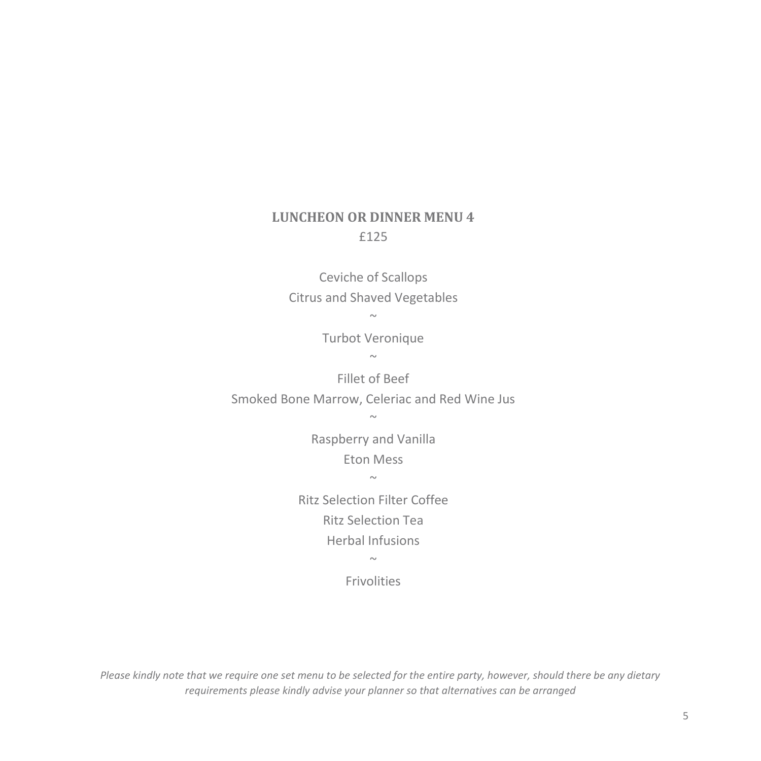## LUNCHEON OR DINNER MENU 4

£125

Ceviche of Scallops

Citrus and Shaved Vegetables

~

Turbot Veronique

~

Fillet of Beef

Smoked Bone Marrow, Celeriac and Red Wine Jus

~

Raspberry and Vanilla

Eton Mess

~

Ritz Selection Filter Coffee

Ritz Selection Tea

Herbal Infusions

~

Frivolities

*Please kindly note that we require one set menu to be selected for the entire party, however, should there be any dietary requirements please kindly advise your planner so that alternatives can be arranged*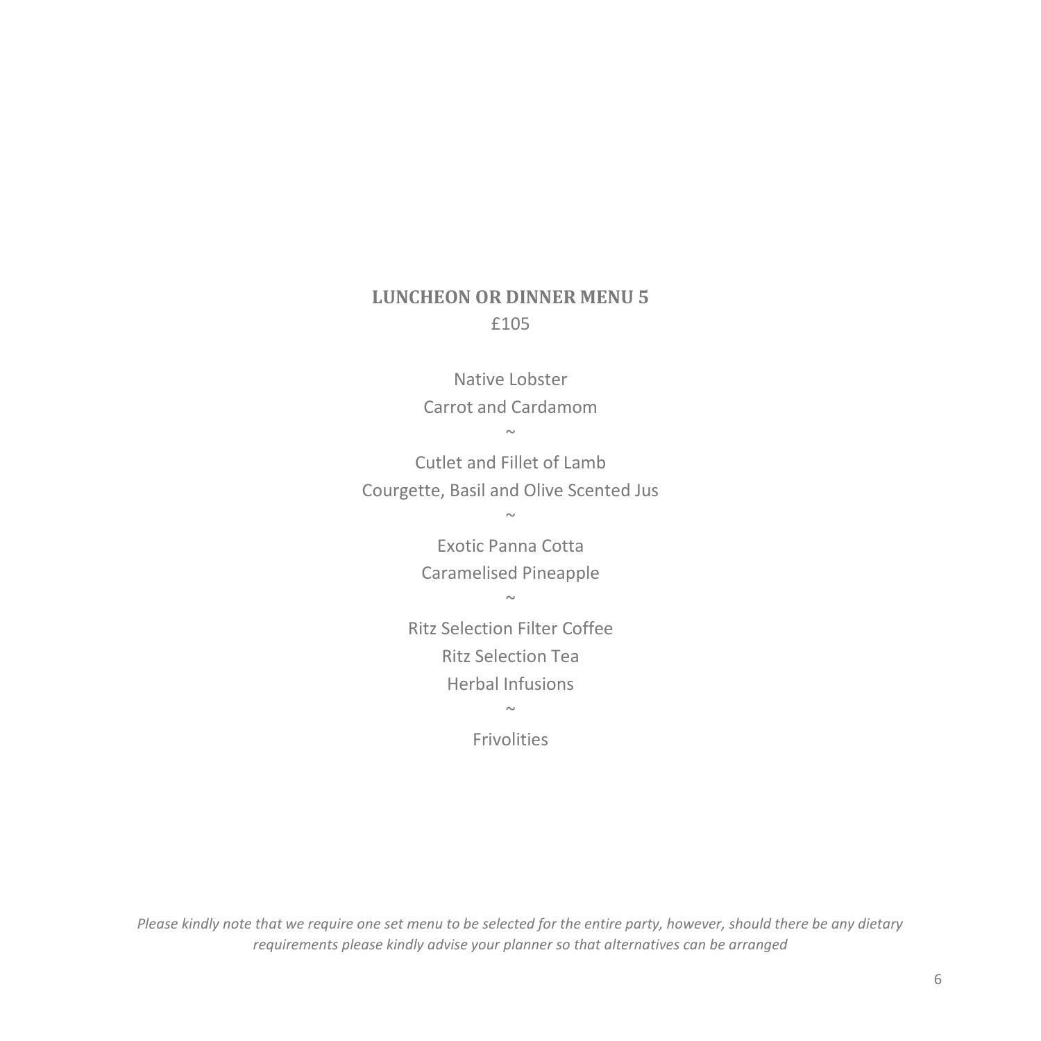## LUNCHEON OR DINNER MENU 5

£105

Native Lobster

Carrot and Cardamom

~

Cutlet and Fillet of Lamb

Courgette, Basil and Olive Scented Jus

~

Exotic Panna Cotta

Caramelised Pineapple

~

Ritz Selection Filter Coffee

Ritz Selection Tea

Herbal Infusions

~

Frivolities

*Please kindly note that we require one set menu to be selected for the entire party, however, should there be any dietary requirements please kindly advise your planner so that alternatives can be arranged*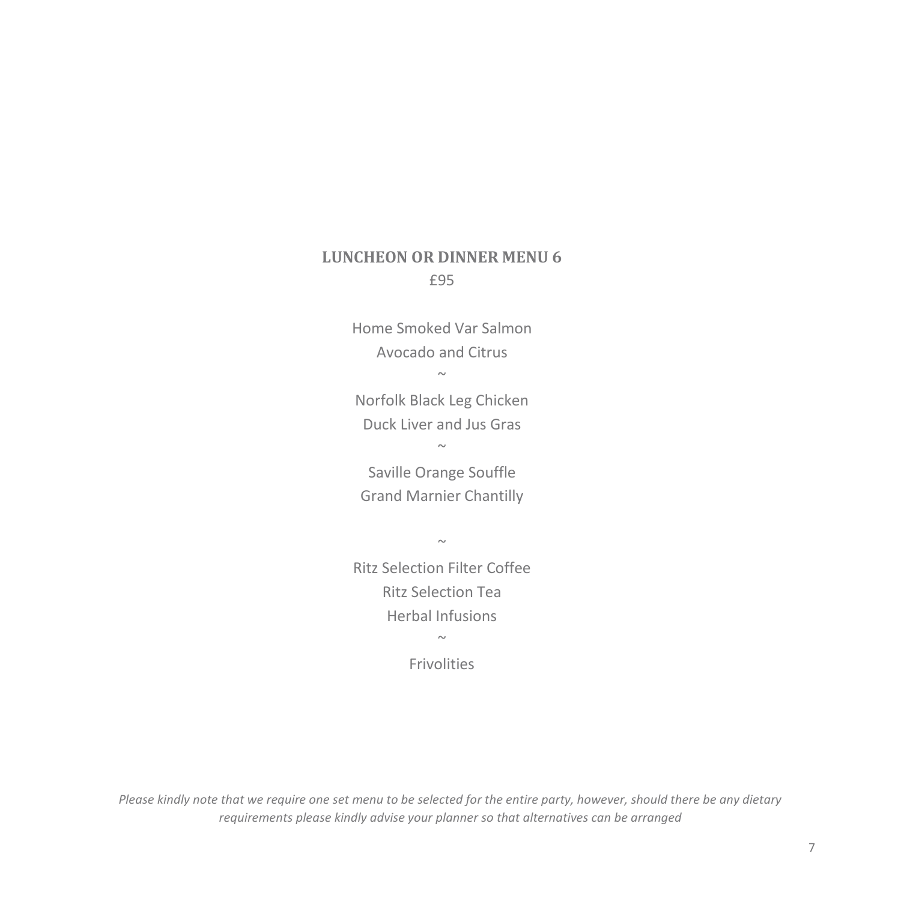## LUNCHEON OR DINNER MENU 6

£95

Home Smoked Var Salmon

Avocado and Citrus

~

Norfolk Black Leg Chicken

Duck Liver and Jus Gras

~

Saville Orange Souffle

Grand Marnier Chantilly

~

Ritz Selection Filter Coffee

Ritz Selection Tea

Herbal Infusions

~

Frivolities

*Please kindly note that we require one set menu to be selected for the entire party, however, should there be any dietary requirements please kindly advise your planner so that alternatives can be arranged*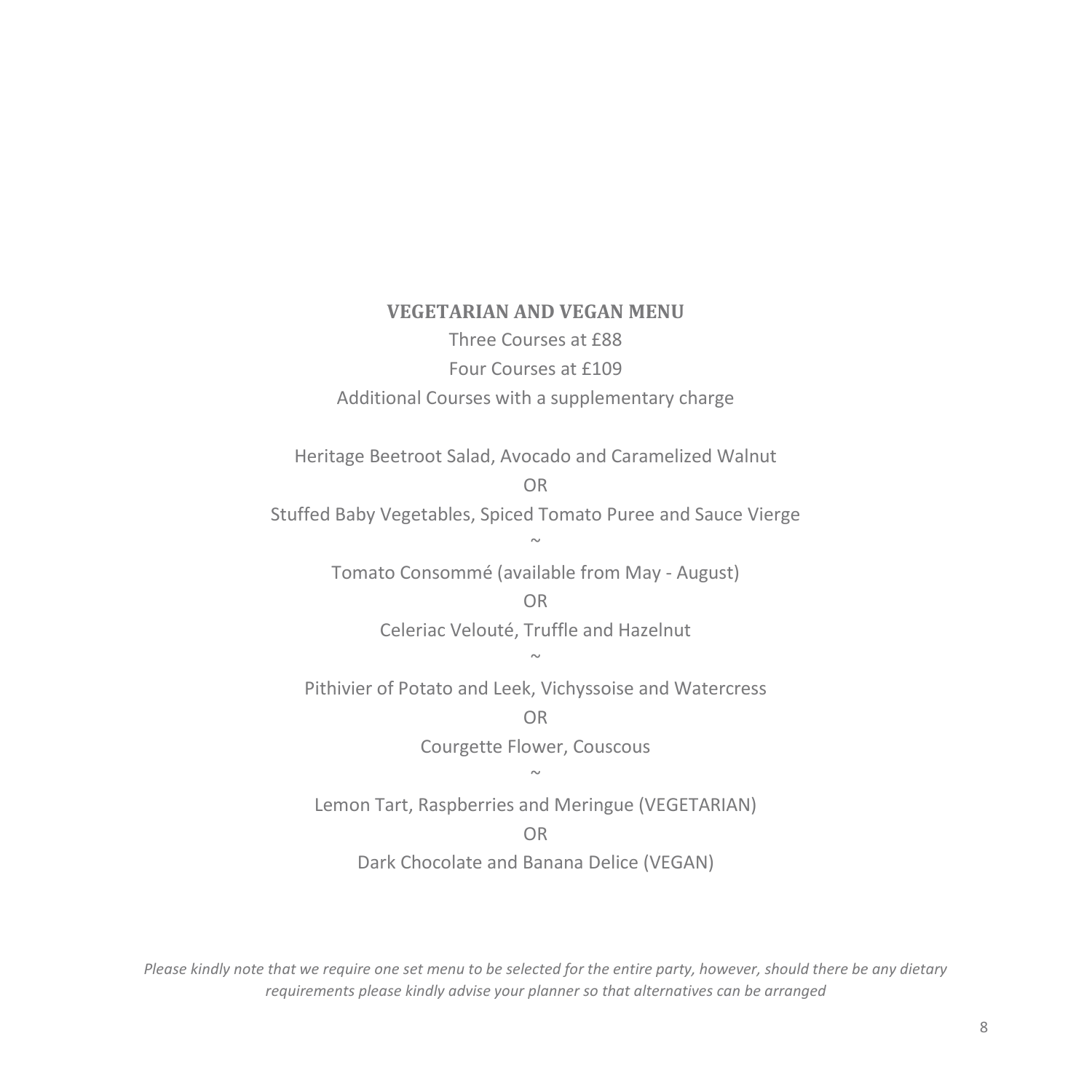## VEGETARIAN AND VEGAN MENU

Three Courses at £88

Four Courses at £109

Additional Courses with a supplementary charge

Heritage Beetroot Salad, Avocado and Caramelized Walnut

OR

Stuffed Baby Vegetables, Spiced Tomato Puree and Sauce Vierge

~

Tomato Consommé (available from May - August)

OR

Celeriac Velouté, Truffle and Hazelnut

~

Pithivier of Potato and Leek, Vichyssoise and Watercress

OR

Courgette Flower, Couscous

~

Lemon Tart, Raspberries and Meringue (VEGETARIAN)

OR

Dark Chocolate and Banana Delice (VEGAN)

*Please kindly note that we require one set menu to be selected for the entire party, however, should there be any dietary requirements please kindly advise your planner so that alternatives can be arranged*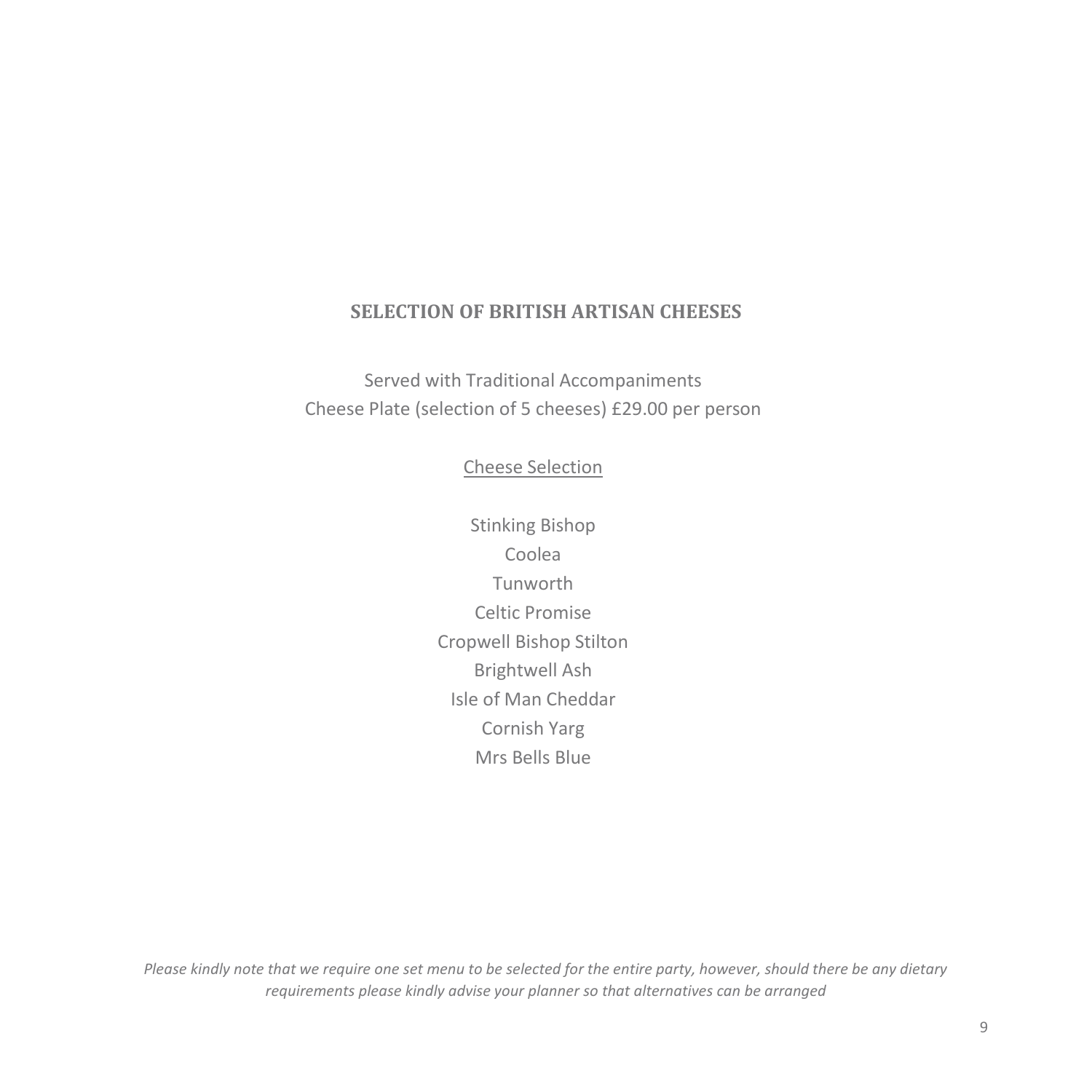## SELECTION OF BRITISH ARTISAN CHEESES

Served with Traditional Accompaniments
Cheese Plate (selection of 5 cheeses) £29.00 per person

Cheese Selection

Stinking Bishop
Coolea
Tunworth
Celtic Promise
Cropwell Bishop Stilton
Brightwell Ash
Isle of Man Cheddar
Cornish Yarg
Mrs Bells Blue

*Please kindly note that we require one set menu to be selected for the entire party, however, should there be any dietary requirements please kindly advise your planner so that alternatives can be arranged*